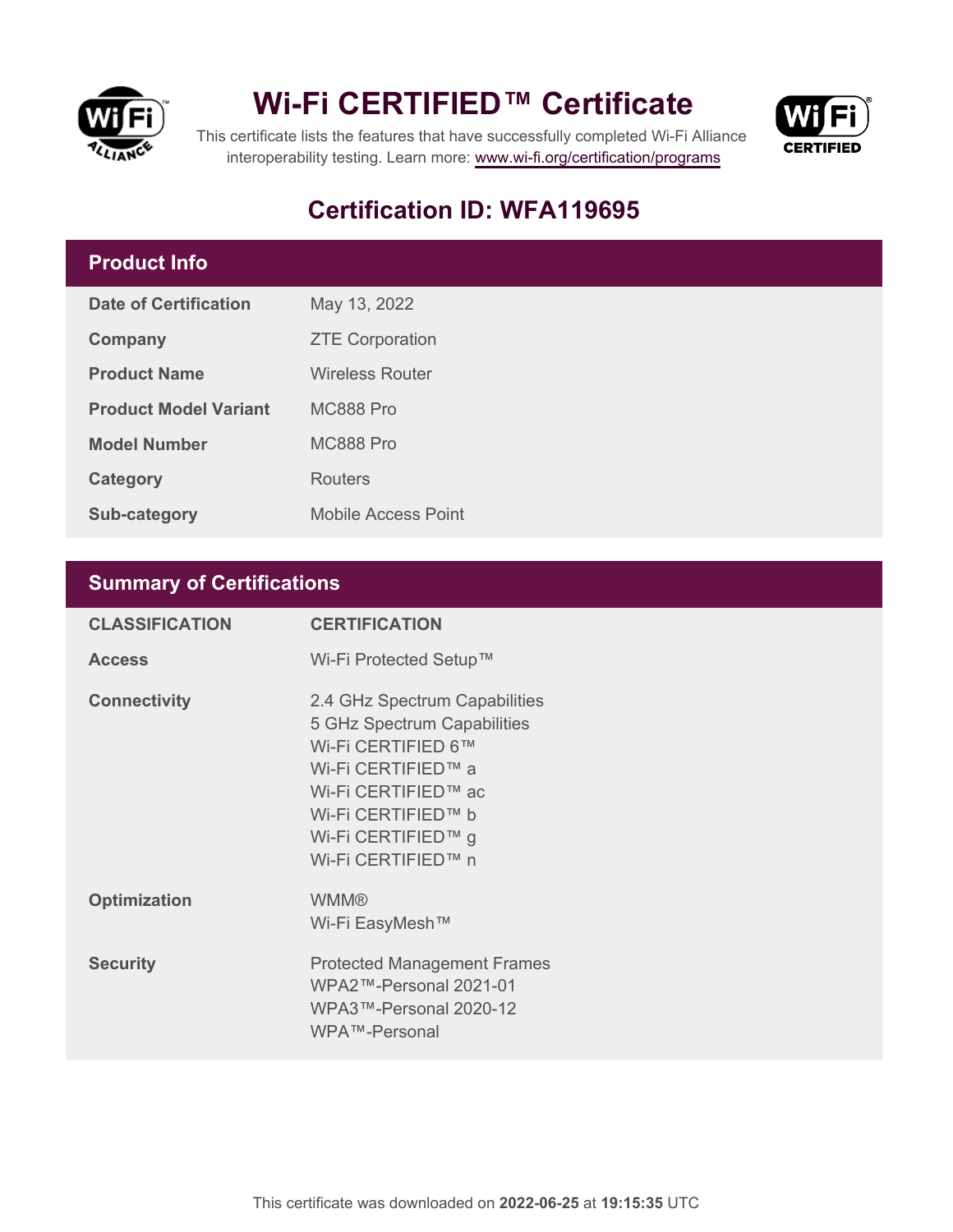# Wi-Fi CERTIFIED™ Certificate

This certificate lists the features that have successfully completed Wi-Fi Alliance interoperability testing. Learn more: www.wi-fi.org/certification/programs

## Certification ID: WFA119695

## Product Info

| | |
|---|---|
| **Date of Certification** | May 13, 2022 |
| **Company** | ZTE Corporation |
| **Product Name** | Wireless Router |
| **Product Model Variant** | MC888 Pro |
| **Model Number** | MC888 Pro |
| **Category** | Routers |
| **Sub-category** | Mobile Access Point |

## Summary of Certifications

| CLASSIFICATION | CERTIFICATION |
|---|---|
| **Access** | Wi-Fi Protected Setup™ |
| **Connectivity** | 2.4 GHz Spectrum Capabilities<br>5 GHz Spectrum Capabilities<br>Wi-Fi CERTIFIED 6™<br>Wi-Fi CERTIFIED™ a<br>Wi-Fi CERTIFIED™ ac<br>Wi-Fi CERTIFIED™ b<br>Wi-Fi CERTIFIED™ g<br>Wi-Fi CERTIFIED™ n |
| **Optimization** | WMM®<br>Wi-Fi EasyMesh™ |
| **Security** | Protected Management Frames<br>WPA2™-Personal 2021-01<br>WPA3™-Personal 2020-12<br>WPA™-Personal |

This certificate was downloaded on **2022-06-25** at **19:15:35** UTC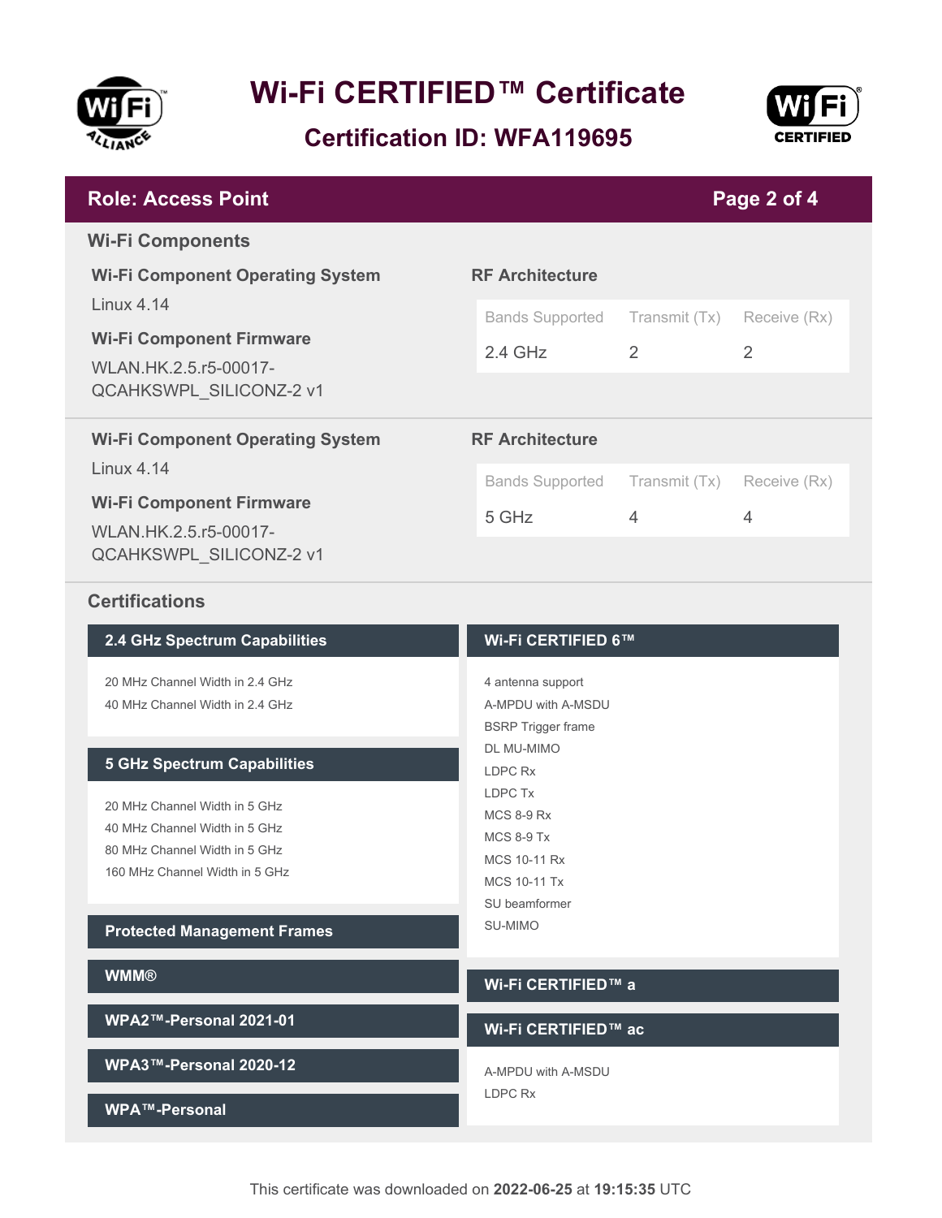# Wi-Fi CERTIFIED™ Certificate

## Certification ID: WFA119695

## Role: Access Point

### Wi-Fi Components

**Wi-Fi Component Operating System**

Linux 4.14

**Wi-Fi Component Firmware**

WLAN.HK.2.5.r5-00017-QCAHKSWPL_SILICONZ-2 v1

**RF Architecture**

| Bands Supported | Transmit (Tx) | Receive (Rx) |
| --- | --- | --- |
| 2.4 GHz | 2 | 2 |

**Wi-Fi Component Operating System**

Linux 4.14

**Wi-Fi Component Firmware**

WLAN.HK.2.5.r5-00017-QCAHKSWPL_SILICONZ-2 v1

**RF Architecture**

| Bands Supported | Transmit (Tx) | Receive (Rx) |
| --- | --- | --- |
| 5 GHz | 4 | 4 |

### Certifications

#### 2.4 GHz Spectrum Capabilities

- 20 MHz Channel Width in 2.4 GHz
- 40 MHz Channel Width in 2.4 GHz

#### 5 GHz Spectrum Capabilities

- 20 MHz Channel Width in 5 GHz
- 40 MHz Channel Width in 5 GHz
- 80 MHz Channel Width in 5 GHz
- 160 MHz Channel Width in 5 GHz

#### Protected Management Frames

#### WMM®

#### WPA2™-Personal 2021-01

#### WPA3™-Personal 2020-12

#### WPA™-Personal

#### Wi-Fi CERTIFIED 6™

- 4 antenna support
- A-MPDU with A-MSDU
- BSRP Trigger frame
- DL MU-MIMO
- LDPC Rx
- LDPC Tx
- MCS 8-9 Rx
- MCS 8-9 Tx
- MCS 10-11 Rx
- MCS 10-11 Tx
- SU beamformer
- SU-MIMO

#### Wi-Fi CERTIFIED™ a

#### Wi-Fi CERTIFIED™ ac

- A-MPDU with A-MSDU
- LDPC Rx

This certificate was downloaded on **2022-06-25** at **19:15:35** UTC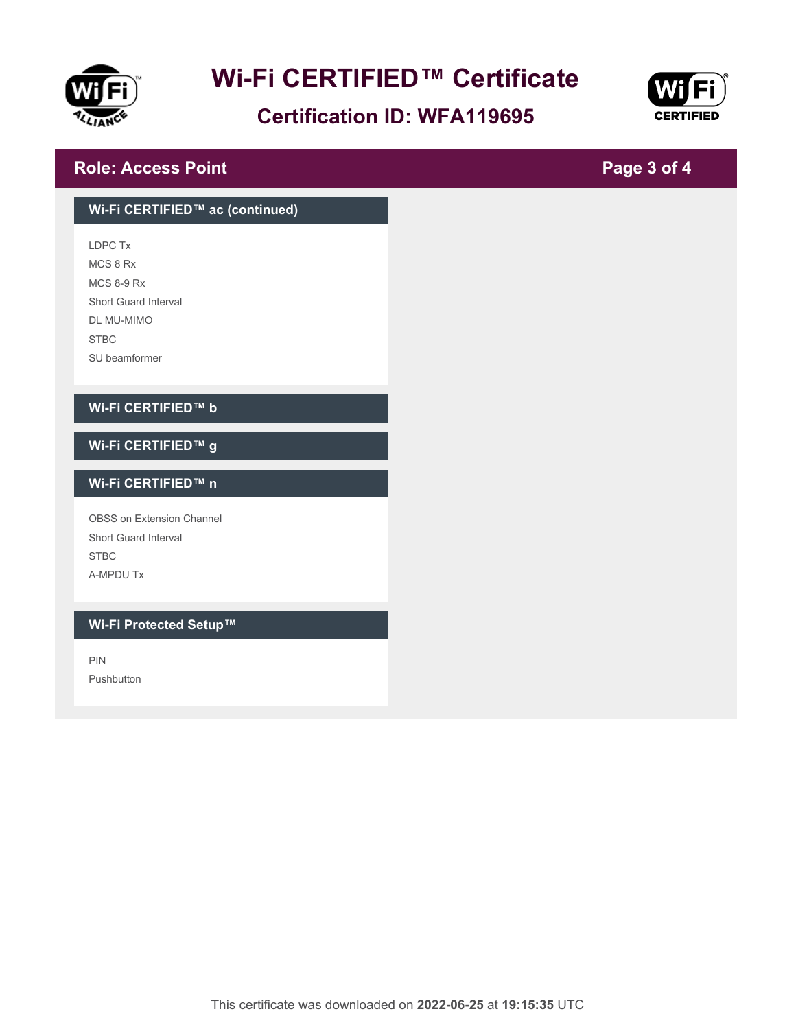# Wi-Fi CERTIFIED™ Certificate

## Certification ID: WFA119695

## Role: Access Point

### Wi-Fi CERTIFIED™ ac (continued)

LDPC Tx
MCS 8 Rx
MCS 8-9 Rx
Short Guard Interval
DL MU-MIMO
STBC
SU beamformer

### Wi-Fi CERTIFIED™ b

### Wi-Fi CERTIFIED™ g

### Wi-Fi CERTIFIED™ n

OBSS on Extension Channel
Short Guard Interval
STBC
A-MPDU Tx

### Wi-Fi Protected Setup™

PIN
Pushbutton

This certificate was downloaded on **2022-06-25** at **19:15:35** UTC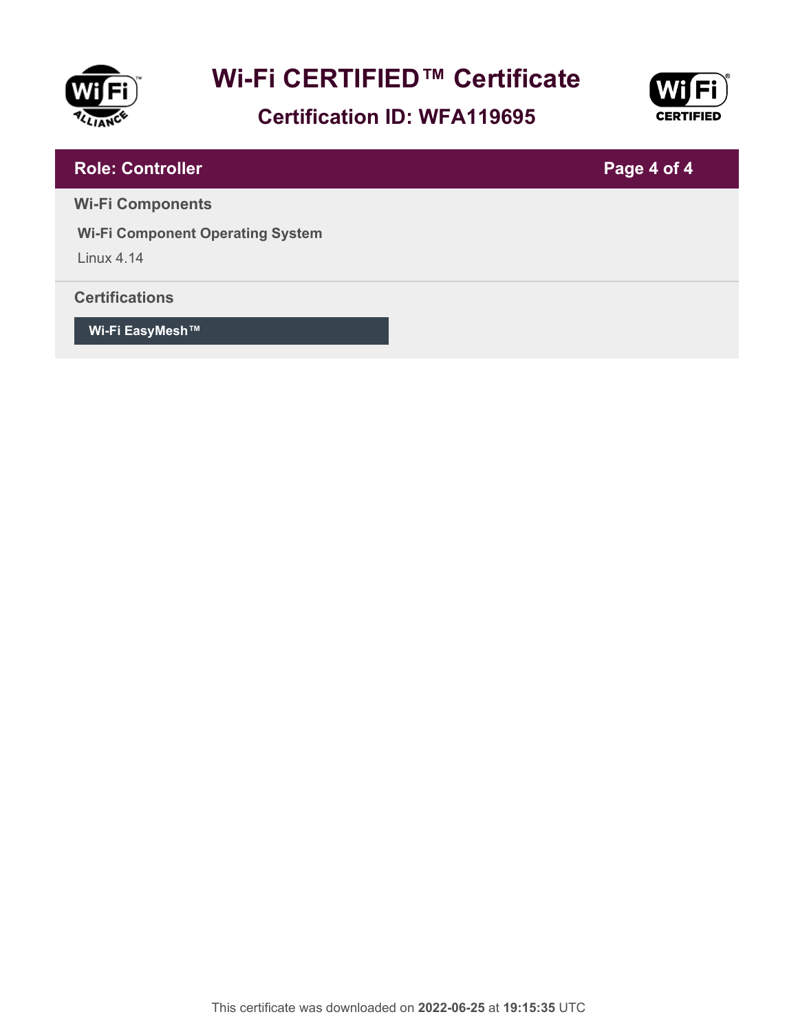# Wi-Fi CERTIFIED™ Certificate

## Certification ID: WFA119695

## Role: Controller

### Wi-Fi Components

**Wi-Fi Component Operating System**

Linux 4.14

### Certifications

**Wi-Fi EasyMesh™**

This certificate was downloaded on **2022-06-25** at **19:15:35** UTC